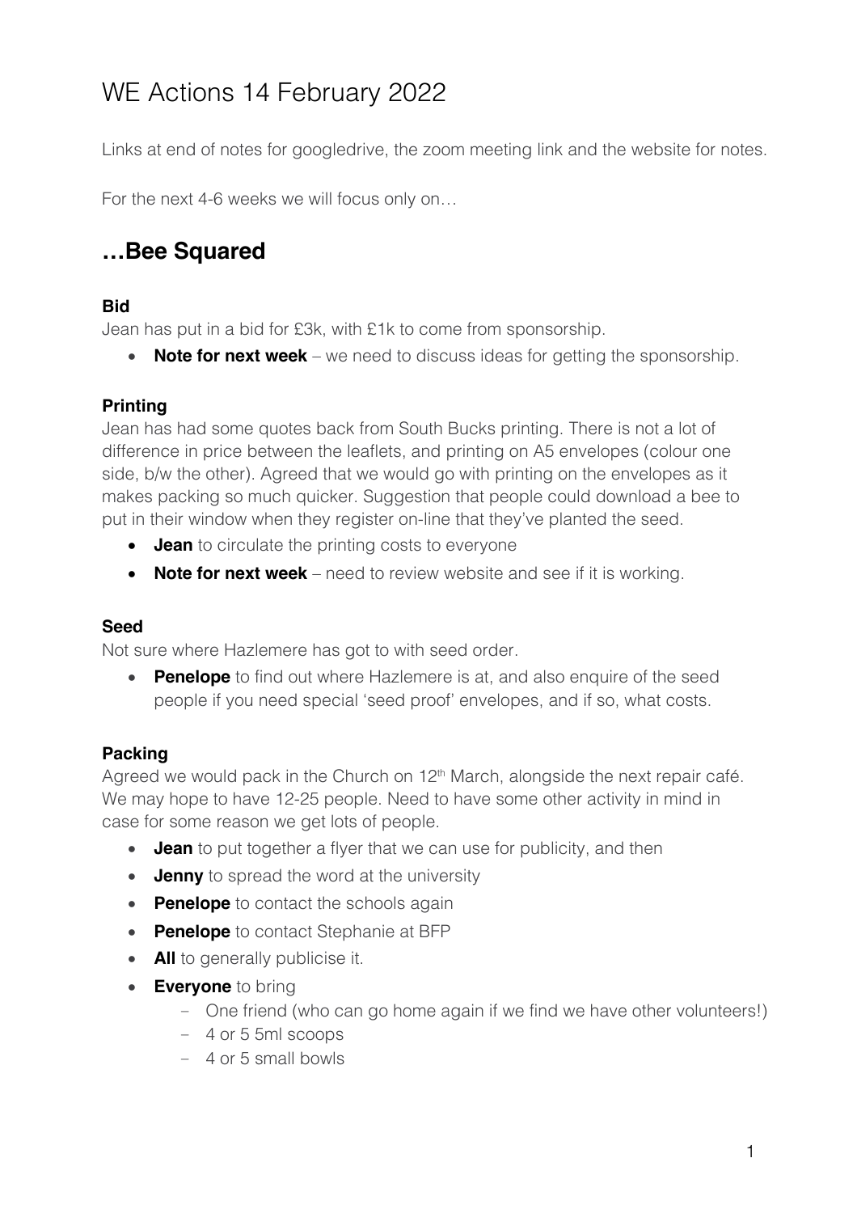# WE Actions 14 February 2022

Links at end of notes for googledrive, the zoom meeting link and the website for notes.

For the next 4-6 weeks we will focus only on…

## …Bee Squared

### Bid

Jean has put in a bid for £3k, with £1k to come from sponsorship.

- **Note for next week** – we need to discuss ideas for getting the sponsorship.

### Printing

Jean has had some quotes back from South Bucks printing. There is not a lot of difference in price between the leaflets, and printing on A5 envelopes (colour one side, b/w the other). Agreed that we would go with printing on the envelopes as it makes packing so much quicker. Suggestion that people could download a bee to put in their window when they register on-line that they've planted the seed.

- **Jean** to circulate the printing costs to everyone
- **Note for next week** – need to review website and see if it is working.

### Seed

Not sure where Hazlemere has got to with seed order.

- **Penelope** to find out where Hazlemere is at, and also enquire of the seed people if you need special 'seed proof' envelopes, and if so, what costs.

### Packing

Agreed we would pack in the Church on 12th March, alongside the next repair café. We may hope to have 12-25 people. Need to have some other activity in mind in case for some reason we get lots of people.

- **Jean** to put together a flyer that we can use for publicity, and then
- **Jenny** to spread the word at the university
- **Penelope** to contact the schools again
- **Penelope** to contact Stephanie at BFP
- **All** to generally publicise it.
- **Everyone** to bring
  - One friend (who can go home again if we find we have other volunteers!)
  - 4 or 5 5ml scoops
  - 4 or 5 small bowls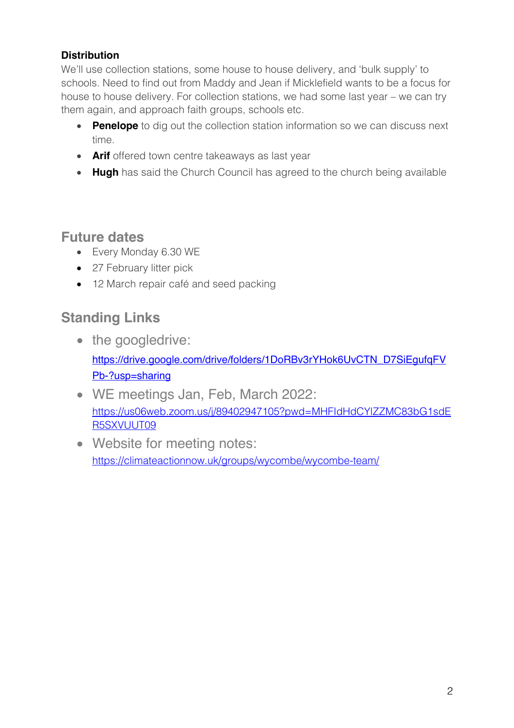**Distribution**

We'll use collection stations, some house to house delivery, and 'bulk supply' to schools. Need to find out from Maddy and Jean if Micklefield wants to be a focus for house to house delivery. For collection stations, we had some last year – we can try them again, and approach faith groups, schools etc.

- **Penelope** to dig out the collection station information so we can discuss next time.
- **Arif** offered town centre takeaways as last year
- **Hugh** has said the Church Council has agreed to the church being available

## Future dates

- Every Monday 6.30 WE
- 27 February litter pick
- 12 March repair café and seed packing

## Standing Links

- the googledrive: https://drive.google.com/drive/folders/1DoRBv3rYHok6UvCTN_D7SiEgufqFVPb-?usp=sharing
- WE meetings Jan, Feb, March 2022: https://us06web.zoom.us/j/89402947105?pwd=MHFIdHdCYlZZMC83bG1sdER5SXVUUT09
- Website for meeting notes: https://climateactionnow.uk/groups/wycombe/wycombe-team/